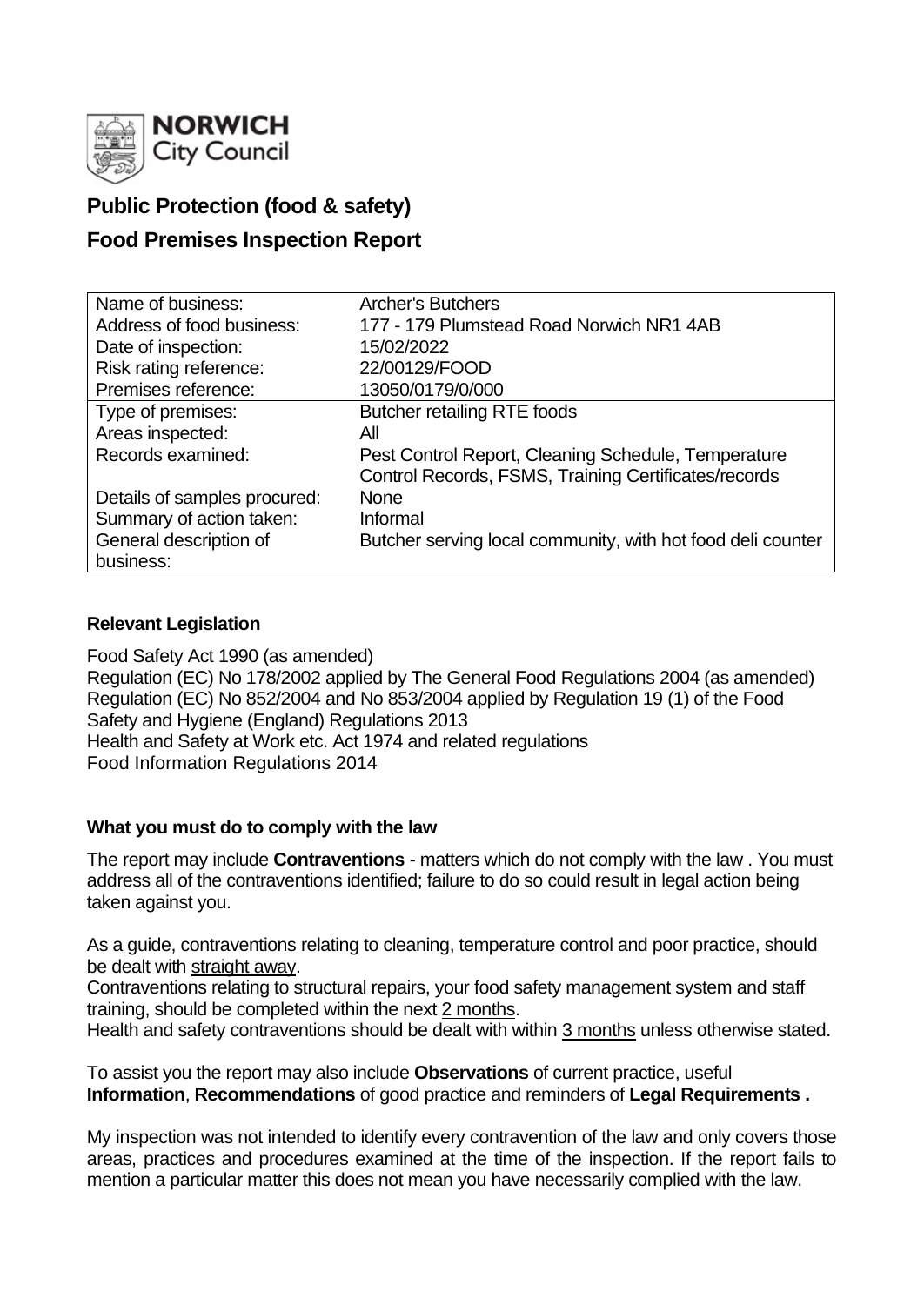**NORWICH City Council**

# Public Protection (food & safety)

# Food Premises Inspection Report

| | |
|---|---|
| Name of business: | Archer's Butchers |
| Address of food business: | 177 - 179 Plumstead Road Norwich NR1 4AB |
| Date of inspection: | 15/02/2022 |
| Risk rating reference: | 22/00129/FOOD |
| Premises reference: | 13050/0179/0/000 |
| Type of premises: | Butcher retailing RTE foods |
| Areas inspected: | All |
| Records examined: | Pest Control Report, Cleaning Schedule, Temperature Control Records, FSMS, Training Certificates/records |
| Details of samples procured: | None |
| Summary of action taken: | Informal |
| General description of business: | Butcher serving local community, with hot food deli counter |

### Relevant Legislation

Food Safety Act 1990 (as amended)
Regulation (EC) No 178/2002 applied by The General Food Regulations 2004 (as amended)
Regulation (EC) No 852/2004 and No 853/2004 applied by Regulation 19 (1) of the Food Safety and Hygiene (England) Regulations 2013
Health and Safety at Work etc. Act 1974 and related regulations
Food Information Regulations 2014

### What you must do to comply with the law

The report may include **Contraventions** - matters which do not comply with the law . You must address all of the contraventions identified; failure to do so could result in legal action being taken against you.

As a guide, contraventions relating to cleaning, temperature control and poor practice, should be dealt with straight away.
Contraventions relating to structural repairs, your food safety management system and staff training, should be completed within the next 2 months.
Health and safety contraventions should be dealt with within 3 months unless otherwise stated.

To assist you the report may also include **Observations** of current practice, useful **Information**, **Recommendations** of good practice and reminders of **Legal Requirements .**

My inspection was not intended to identify every contravention of the law and only covers those areas, practices and procedures examined at the time of the inspection. If the report fails to mention a particular matter this does not mean you have necessarily complied with the law.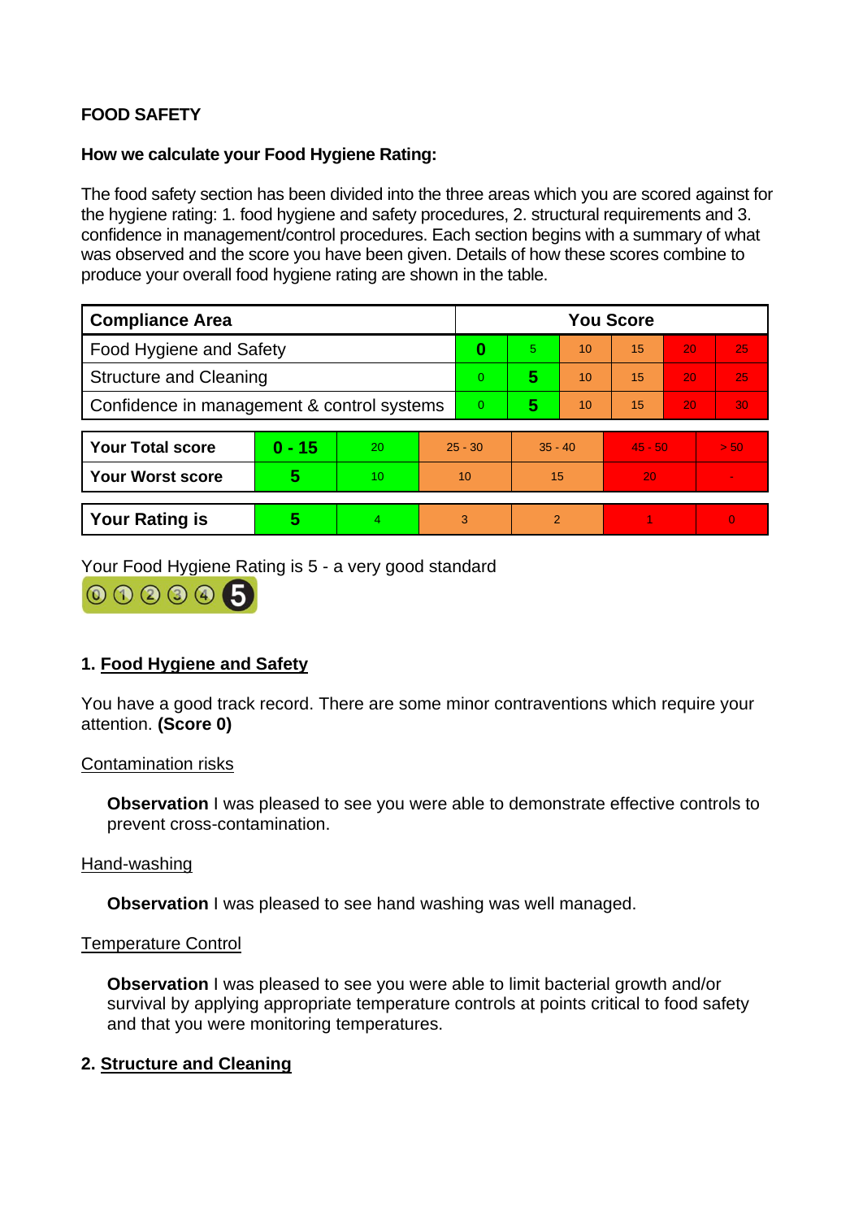**FOOD SAFETY**

**How we calculate your Food Hygiene Rating:**

The food safety section has been divided into the three areas which you are scored against for the hygiene rating: 1. food hygiene and safety procedures, 2. structural requirements and 3. confidence in management/control procedures. Each section begins with a summary of what was observed and the score you have been given. Details of how these scores combine to produce your overall food hygiene rating are shown in the table.

| Compliance Area | You Score | | | | | |
|---|---|---|---|---|---|---|
| Food Hygiene and Safety | **0** | 5 | 10 | 15 | 20 | 25 |
| Structure and Cleaning | 0 | **5** | 10 | 15 | 20 | 25 |
| Confidence in management & control systems | 0 | **5** | 10 | 15 | 20 | 30 |

| | | | | | | |
|---|---|---|---|---|---|---|
| **Your Total score** | **0 - 15** | 20 | 25 - 30 | 35 - 40 | 45 - 50 | > 50 |
| **Your Worst score** | **5** | 10 | 10 | 15 | 20 | - |
| **Your Rating is** | **5** | 4 | 3 | 2 | 1 | 0 |

Your Food Hygiene Rating is 5 - a very good standard

## 1. Food Hygiene and Safety

You have a good track record. There are some minor contraventions which require your attention. **(Score 0)**

Contamination risks

**Observation** I was pleased to see you were able to demonstrate effective controls to prevent cross-contamination.

Hand-washing

**Observation** I was pleased to see hand washing was well managed.

Temperature Control

**Observation** I was pleased to see you were able to limit bacterial growth and/or survival by applying appropriate temperature controls at points critical to food safety and that you were monitoring temperatures.

## 2. Structure and Cleaning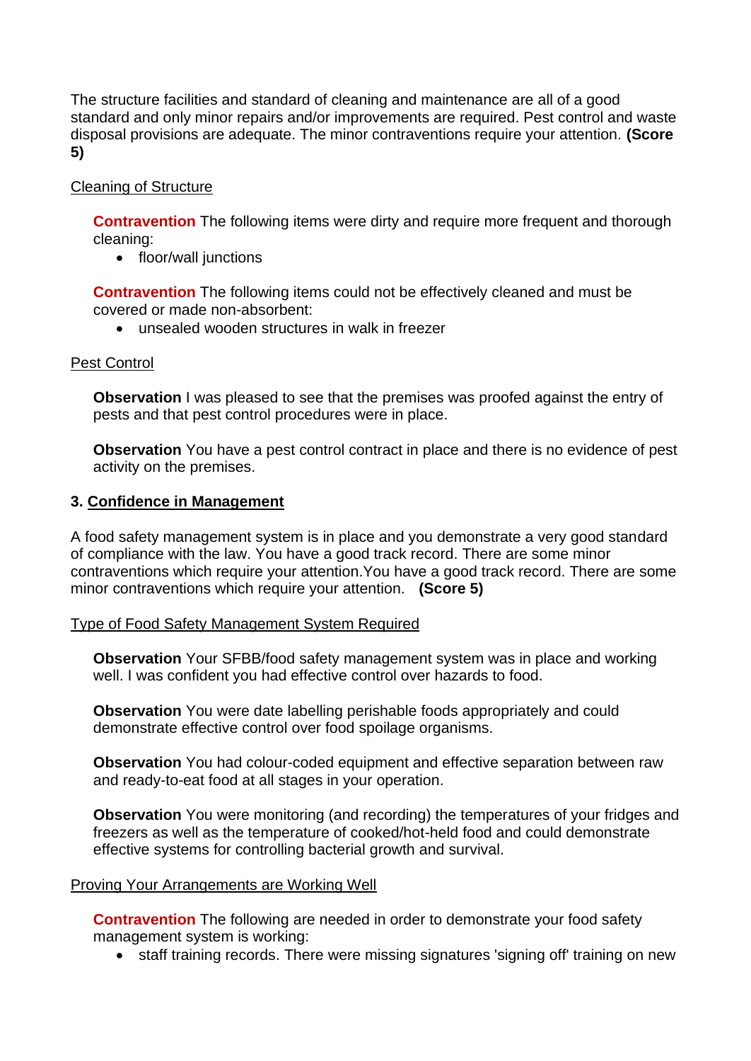The structure facilities and standard of cleaning and maintenance are all of a good standard and only minor repairs and/or improvements are required. Pest control and waste disposal provisions are adequate. The minor contraventions require your attention. **(Score 5)**

Cleaning of Structure

> **Contravention** The following items were dirty and require more frequent and thorough cleaning:
>
> - floor/wall junctions
>
> **Contravention** The following items could not be effectively cleaned and must be covered or made non-absorbent:
>
> - unsealed wooden structures in walk in freezer

Pest Control

> **Observation** I was pleased to see that the premises was proofed against the entry of pests and that pest control procedures were in place.
>
> **Observation** You have a pest control contract in place and there is no evidence of pest activity on the premises.

### 3. Confidence in Management

A food safety management system is in place and you demonstrate a very good standard of compliance with the law. You have a good track record. There are some minor contraventions which require your attention.You have a good track record. There are some minor contraventions which require your attention. **(Score 5)**

Type of Food Safety Management System Required

> **Observation** Your SFBB/food safety management system was in place and working well. I was confident you had effective control over hazards to food.
>
> **Observation** You were date labelling perishable foods appropriately and could demonstrate effective control over food spoilage organisms.
>
> **Observation** You had colour-coded equipment and effective separation between raw and ready-to-eat food at all stages in your operation.
>
> **Observation** You were monitoring (and recording) the temperatures of your fridges and freezers as well as the temperature of cooked/hot-held food and could demonstrate effective systems for controlling bacterial growth and survival.

Proving Your Arrangements are Working Well

> **Contravention** The following are needed in order to demonstrate your food safety management system is working:
>
> - staff training records. There were missing signatures 'signing off' training on new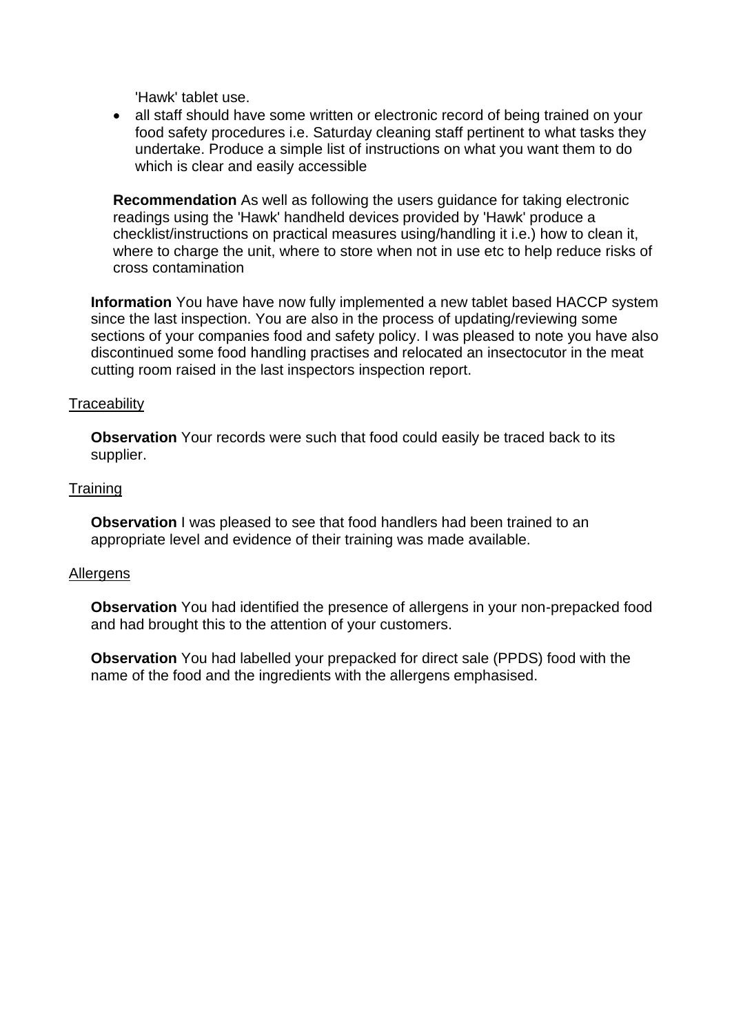'Hawk' tablet use.

- all staff should have some written or electronic record of being trained on your food safety procedures i.e. Saturday cleaning staff pertinent to what tasks they undertake. Produce a simple list of instructions on what you want them to do which is clear and easily accessible

**Recommendation** As well as following the users guidance for taking electronic readings using the 'Hawk' handheld devices provided by 'Hawk' produce a checklist/instructions on practical measures using/handling it i.e.) how to clean it, where to charge the unit, where to store when not in use etc to help reduce risks of cross contamination

**Information** You have have now fully implemented a new tablet based HACCP system since the last inspection. You are also in the process of updating/reviewing some sections of your companies food and safety policy. I was pleased to note you have also discontinued some food handling practises and relocated an insectocutor in the meat cutting room raised in the last inspectors inspection report.

<u>Traceability</u>

**Observation** Your records were such that food could easily be traced back to its supplier.

<u>Training</u>

**Observation** I was pleased to see that food handlers had been trained to an appropriate level and evidence of their training was made available.

<u>Allergens</u>

**Observation** You had identified the presence of allergens in your non-prepacked food and had brought this to the attention of your customers.

**Observation** You had labelled your prepacked for direct sale (PPDS) food with the name of the food and the ingredients with the allergens emphasised.